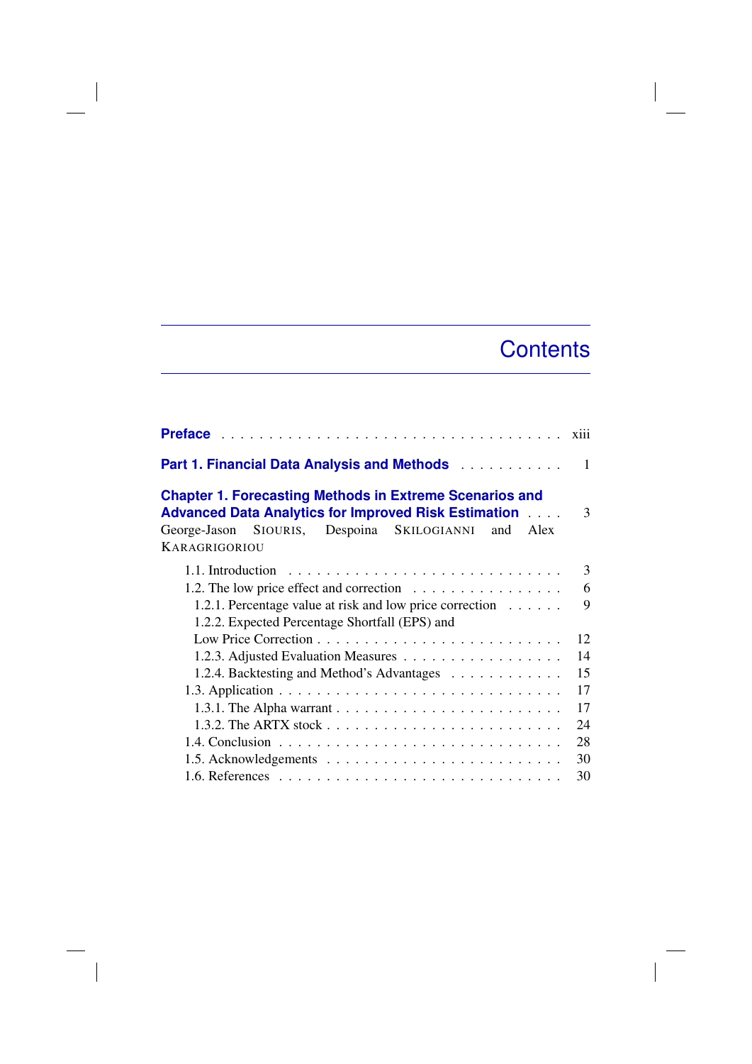# Contents

**Preface** . . . . . . . . . . . . . . . . . . . . . . . . . . . . . . . . . . . xiii

**Part 1. Financial Data Analysis and Methods** . . . . . . . . . . . 1

**Chapter 1. Forecasting Methods in Extreme Scenarios and Advanced Data Analytics for Improved Risk Estimation** . . . . 3

George-Jason SIOURIS, Despoina SKILOGIANNI and Alex KARAGRIGORIOU

- 1.1. Introduction . . . . . . . . . . . . . . . . . . . . . . . . . . . . 3
- 1.2. The low price effect and correction . . . . . . . . . . . . . . . . 6
  - 1.2.1. Percentage value at risk and low price correction . . . . . . 9
  - 1.2.2. Expected Percentage Shortfall (EPS) and Low Price Correction . . . . . . . . . . . . . . . . . . . . . . . . . 12
  - 1.2.3. Adjusted Evaluation Measures . . . . . . . . . . . . . . . . . 14
  - 1.2.4. Backtesting and Method's Advantages . . . . . . . . . . . . 15
- 1.3. Application . . . . . . . . . . . . . . . . . . . . . . . . . . . . 17
  - 1.3.1. The Alpha warrant . . . . . . . . . . . . . . . . . . . . . . 17
  - 1.3.2. The ARTX stock . . . . . . . . . . . . . . . . . . . . . . . 24
- 1.4. Conclusion . . . . . . . . . . . . . . . . . . . . . . . . . . . . 28
- 1.5. Acknowledgements . . . . . . . . . . . . . . . . . . . . . . . . 30
- 1.6. References . . . . . . . . . . . . . . . . . . . . . . . . . . . . 30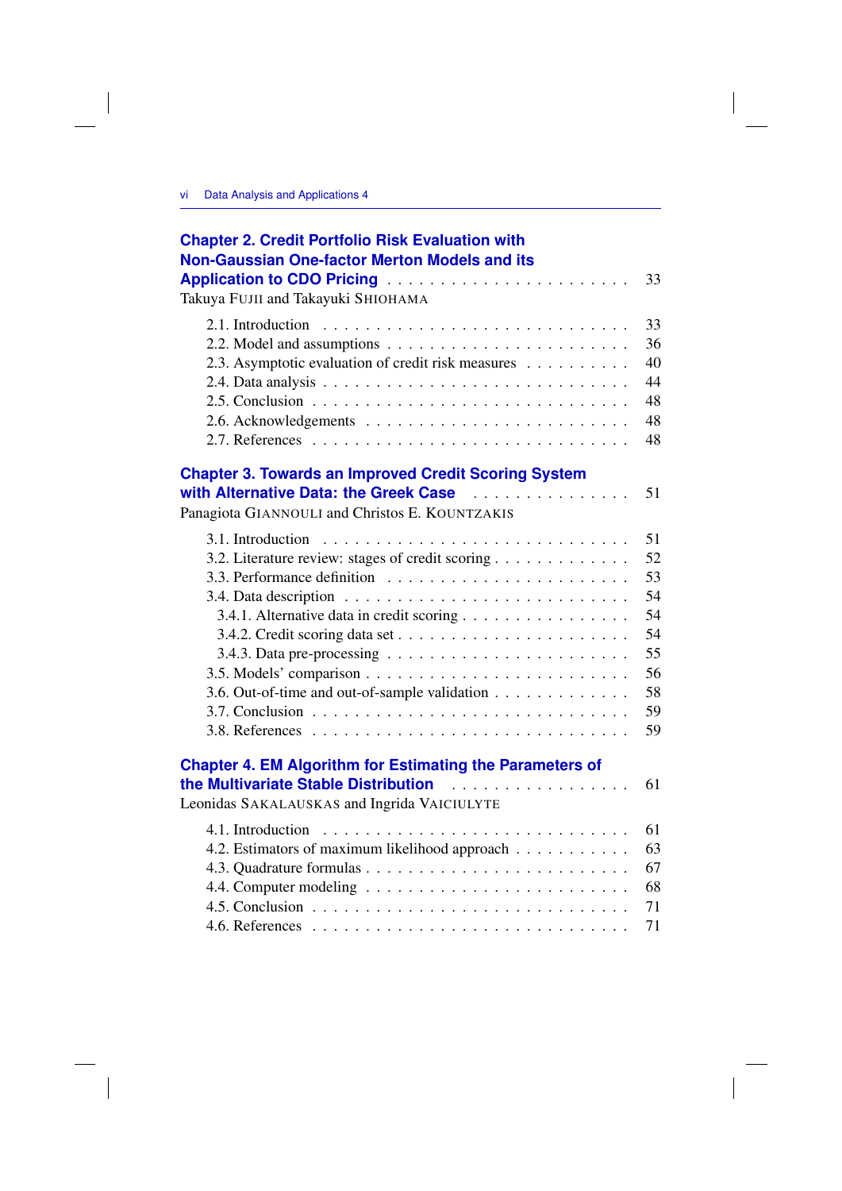**Chapter 2. Credit Portfolio Risk Evaluation with Non-Gaussian One-factor Merton Models and its Application to CDO Pricing** . . . . . . . . . . . . . . . . . . . . . . 33
Takuya FUJII and Takayuki SHIOHAMA

- 2.1. Introduction . . . . . . . . . . . . . . . . . . . . . . . . . . . 33
- 2.2. Model and assumptions . . . . . . . . . . . . . . . . . . . . . 36
- 2.3. Asymptotic evaluation of credit risk measures . . . . . . . . . . 40
- 2.4. Data analysis . . . . . . . . . . . . . . . . . . . . . . . . . . 44
- 2.5. Conclusion . . . . . . . . . . . . . . . . . . . . . . . . . . . 48
- 2.6. Acknowledgements . . . . . . . . . . . . . . . . . . . . . . . 48
- 2.7. References . . . . . . . . . . . . . . . . . . . . . . . . . . . 48

**Chapter 3. Towards an Improved Credit Scoring System with Alternative Data: the Greek Case** . . . . . . . . . . . . . . . . 51
Panagiota GIANNOULI and Christos E. KOUNTZAKIS

- 3.1. Introduction . . . . . . . . . . . . . . . . . . . . . . . . . . . 51
- 3.2. Literature review: stages of credit scoring . . . . . . . . . . . . 52
- 3.3. Performance definition . . . . . . . . . . . . . . . . . . . . . 53
- 3.4. Data description . . . . . . . . . . . . . . . . . . . . . . . . . 54
  - 3.4.1. Alternative data in credit scoring . . . . . . . . . . . . . . . 54
  - 3.4.2. Credit scoring data set . . . . . . . . . . . . . . . . . . . . 54
  - 3.4.3. Data pre-processing . . . . . . . . . . . . . . . . . . . . . 55
- 3.5. Models' comparison . . . . . . . . . . . . . . . . . . . . . . . 56
- 3.6. Out-of-time and out-of-sample validation . . . . . . . . . . . . 58
- 3.7. Conclusion . . . . . . . . . . . . . . . . . . . . . . . . . . . 59
- 3.8. References . . . . . . . . . . . . . . . . . . . . . . . . . . . 59

**Chapter 4. EM Algorithm for Estimating the Parameters of the Multivariate Stable Distribution** . . . . . . . . . . . . . . . . . . 61
Leonidas SAKALAUSKAS and Ingrida VAICIULYTE

- 4.1. Introduction . . . . . . . . . . . . . . . . . . . . . . . . . . . 61
- 4.2. Estimators of maximum likelihood approach . . . . . . . . . . . 63
- 4.3. Quadrature formulas . . . . . . . . . . . . . . . . . . . . . . . 67
- 4.4. Computer modeling . . . . . . . . . . . . . . . . . . . . . . . 68
- 4.5. Conclusion . . . . . . . . . . . . . . . . . . . . . . . . . . . 71
- 4.6. References . . . . . . . . . . . . . . . . . . . . . . . . . . . 71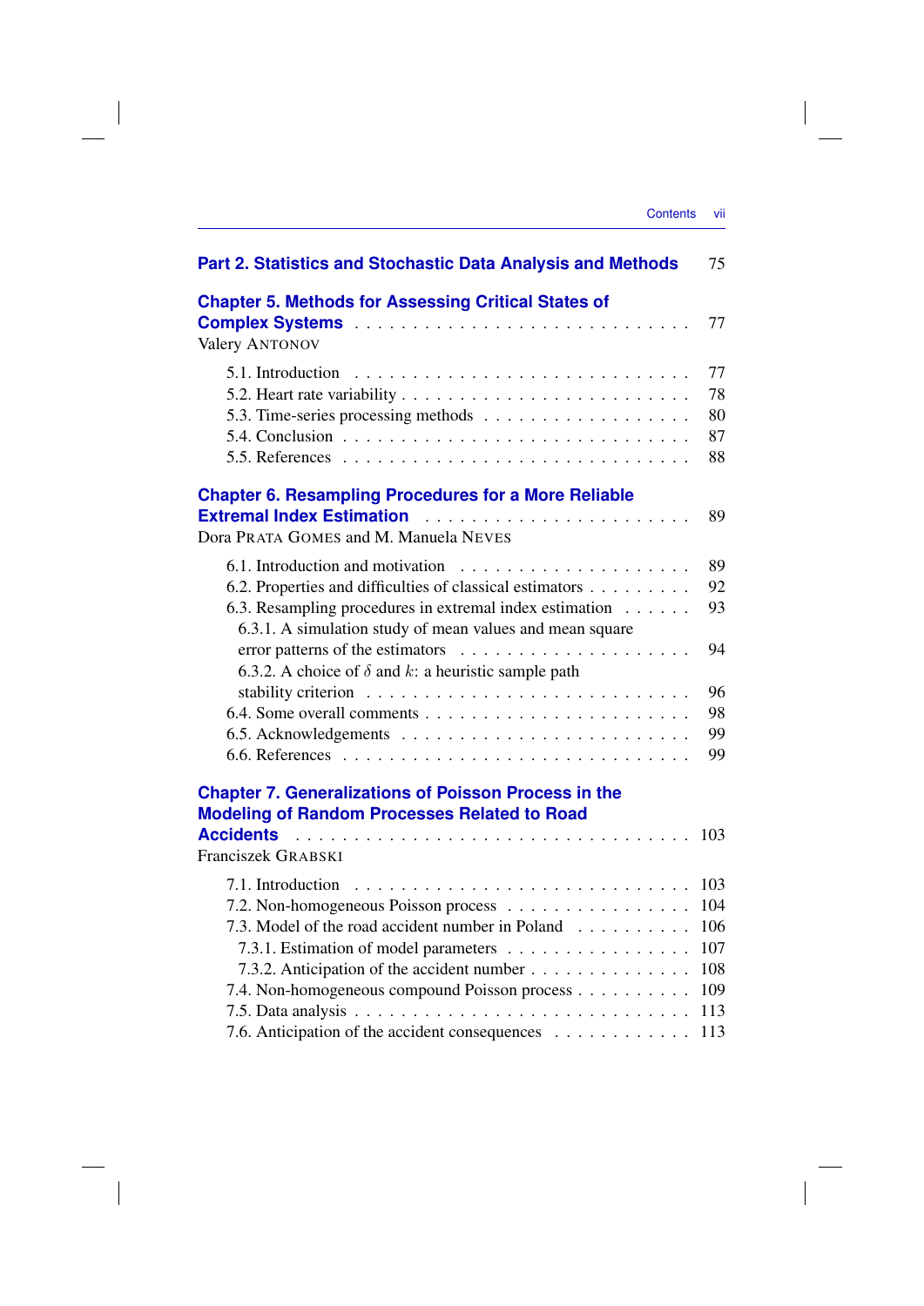**Part 2. Statistics and Stochastic Data Analysis and Methods** . . . 75

**Chapter 5. Methods for Assessing Critical States of Complex Systems** . . . 77
Valery ANTONOV

5.1. Introduction . . . 77
5.2. Heart rate variability . . . 78
5.3. Time-series processing methods . . . 80
5.4. Conclusion . . . 87
5.5. References . . . 88

**Chapter 6. Resampling Procedures for a More Reliable Extremal Index Estimation** . . . 89
Dora PRATA GOMES and M. Manuela NEVES

6.1. Introduction and motivation . . . 89
6.2. Properties and difficulties of classical estimators . . . 92
6.3. Resampling procedures in extremal index estimation . . . 93
6.3.1. A simulation study of mean values and mean square error patterns of the estimators . . . 94
6.3.2. A choice of $\delta$ and $k$: a heuristic sample path stability criterion . . . 96
6.4. Some overall comments . . . 98
6.5. Acknowledgements . . . 99
6.6. References . . . 99

**Chapter 7. Generalizations of Poisson Process in the Modeling of Random Processes Related to Road Accidents** . . . 103
Franciszek GRABSKI

7.1. Introduction . . . 103
7.2. Non-homogeneous Poisson process . . . 104
7.3. Model of the road accident number in Poland . . . 106
7.3.1. Estimation of model parameters . . . 107
7.3.2. Anticipation of the accident number . . . 108
7.4. Non-homogeneous compound Poisson process . . . 109
7.5. Data analysis . . . 113
7.6. Anticipation of the accident consequences . . . 113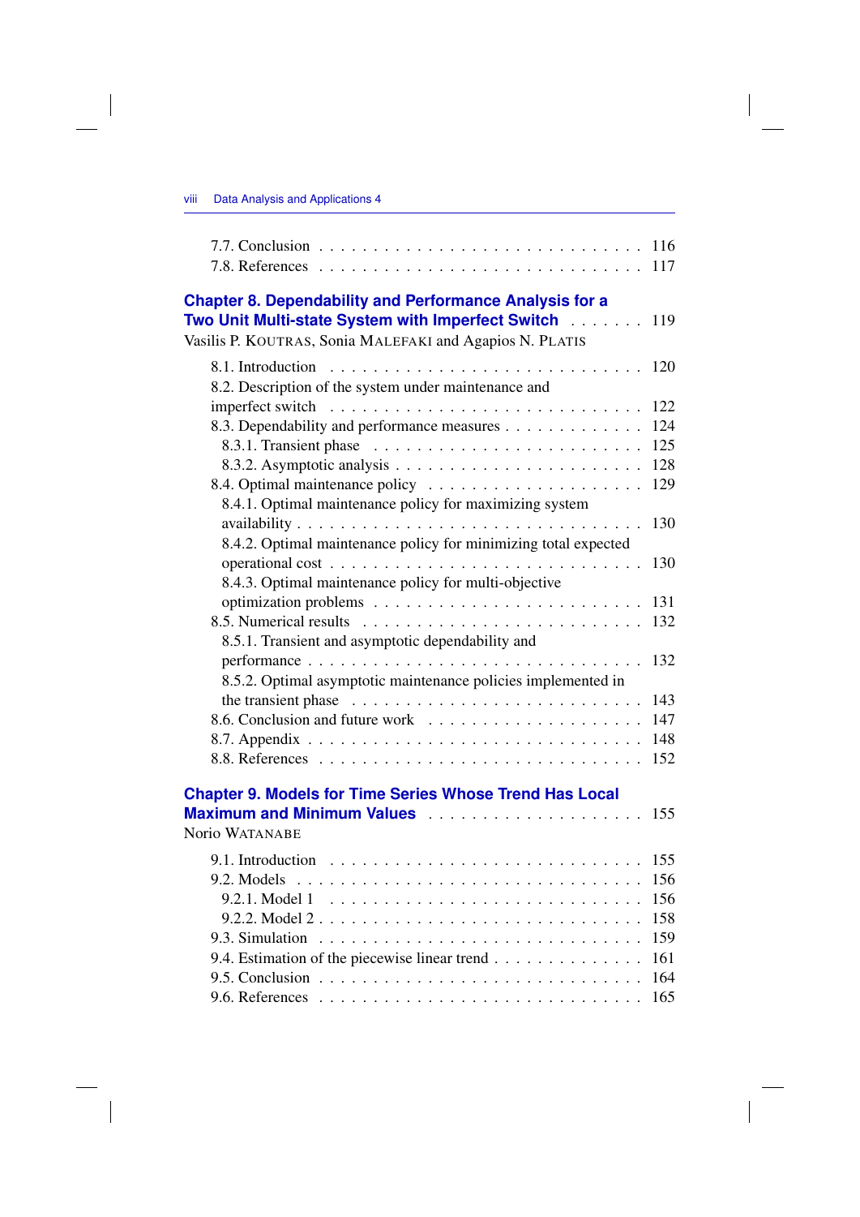7.7. Conclusion . . . . . . . . . . . . . . . . . . . . . . . . . . . . 116
7.8. References . . . . . . . . . . . . . . . . . . . . . . . . . . . . 117

**Chapter 8. Dependability and Performance Analysis for a Two Unit Multi-state System with Imperfect Switch** . . . . . . . 119
Vasilis P. KOUTRAS, Sonia MALEFAKI and Agapios N. PLATIS

8.1. Introduction . . . . . . . . . . . . . . . . . . . . . . . . . . . . 120
8.2. Description of the system under maintenance and imperfect switch . . . . . . . . . . . . . . . . . . . . . . . . . . . . 122
8.3. Dependability and performance measures . . . . . . . . . . . . . 124
8.3.1. Transient phase . . . . . . . . . . . . . . . . . . . . . . . . 125
8.3.2. Asymptotic analysis . . . . . . . . . . . . . . . . . . . . . . 128
8.4. Optimal maintenance policy . . . . . . . . . . . . . . . . . . . . 129
8.4.1. Optimal maintenance policy for maximizing system availability . . . . . . . . . . . . . . . . . . . . . . . . . . . . 130
8.4.2. Optimal maintenance policy for minimizing total expected operational cost . . . . . . . . . . . . . . . . . . . . . . . . . . 130
8.4.3. Optimal maintenance policy for multi-objective optimization problems . . . . . . . . . . . . . . . . . . . . . . . . 131
8.5. Numerical results . . . . . . . . . . . . . . . . . . . . . . . . . 132
8.5.1. Transient and asymptotic dependability and performance . . . . . . . . . . . . . . . . . . . . . . . . . . . . . 132
8.5.2. Optimal asymptotic maintenance policies implemented in the transient phase . . . . . . . . . . . . . . . . . . . . . . . . 143
8.6. Conclusion and future work . . . . . . . . . . . . . . . . . . . . 147
8.7. Appendix . . . . . . . . . . . . . . . . . . . . . . . . . . . . . 148
8.8. References . . . . . . . . . . . . . . . . . . . . . . . . . . . . 152

**Chapter 9. Models for Time Series Whose Trend Has Local Maximum and Minimum Values** . . . . . . . . . . . . . . . . . . . 155
Norio WATANABE

9.1. Introduction . . . . . . . . . . . . . . . . . . . . . . . . . . . . 155
9.2. Models . . . . . . . . . . . . . . . . . . . . . . . . . . . . . . 156
9.2.1. Model 1 . . . . . . . . . . . . . . . . . . . . . . . . . . . . 156
9.2.2. Model 2 . . . . . . . . . . . . . . . . . . . . . . . . . . . . 158
9.3. Simulation . . . . . . . . . . . . . . . . . . . . . . . . . . . . 159
9.4. Estimation of the piecewise linear trend . . . . . . . . . . . . . . 161
9.5. Conclusion . . . . . . . . . . . . . . . . . . . . . . . . . . . . 164
9.6. References . . . . . . . . . . . . . . . . . . . . . . . . . . . . 165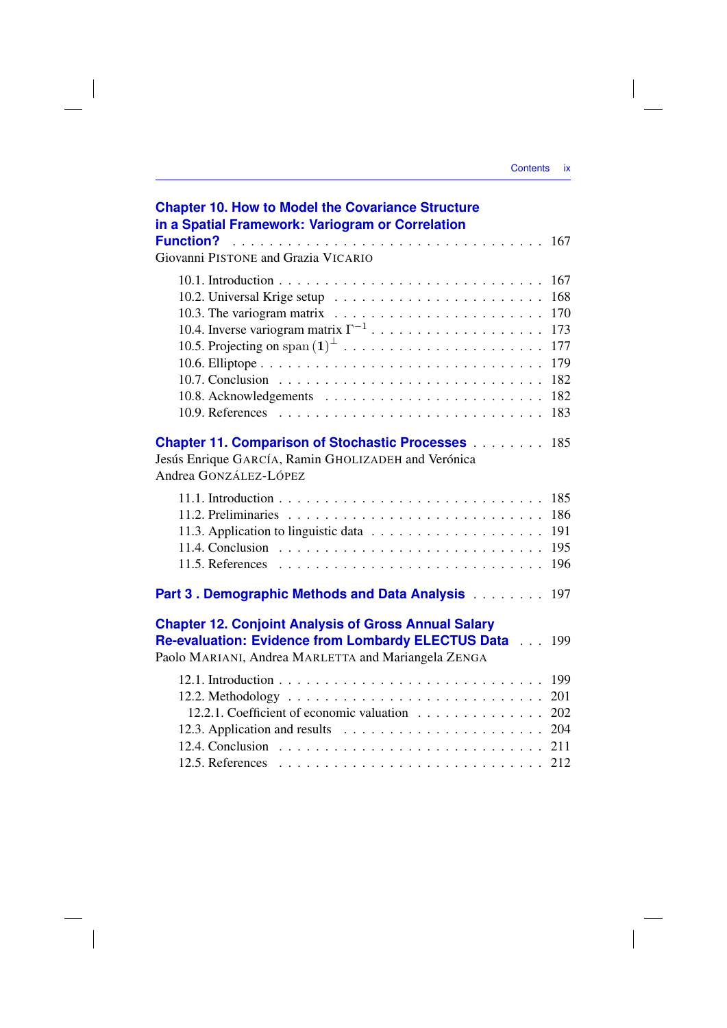**Chapter 10. How to Model the Covariance Structure in a Spatial Framework: Variogram or Correlation Function?** . . . . . . . . . . . . . . . . . . . . . . . . . . . . . . . 167
Giovanni PISTONE and Grazia VICARIO

10.1. Introduction . . . . . . . . . . . . . . . . . . . . . . . . . . . 167
10.2. Universal Krige setup . . . . . . . . . . . . . . . . . . . . . 168
10.3. The variogram matrix . . . . . . . . . . . . . . . . . . . . . 170
10.4. Inverse variogram matrix $\Gamma^{-1}$ . . . . . . . . . . . . . . . . . 173
10.5. Projecting on $\operatorname{span}(\mathbf{1})^{\perp}$ . . . . . . . . . . . . . . . . . . . 177
10.6. Elliptope . . . . . . . . . . . . . . . . . . . . . . . . . . . . 179
10.7. Conclusion . . . . . . . . . . . . . . . . . . . . . . . . . . . 182
10.8. Acknowledgements . . . . . . . . . . . . . . . . . . . . . . 182
10.9. References . . . . . . . . . . . . . . . . . . . . . . . . . . . 183

**Chapter 11. Comparison of Stochastic Processes** . . . . . . . . 185
Jesús Enrique GARCÍA, Ramin GHOLIZADEH and Verónica Andrea GONZÁLEZ-LÓPEZ

11.1. Introduction . . . . . . . . . . . . . . . . . . . . . . . . . . . 185
11.2. Preliminaries . . . . . . . . . . . . . . . . . . . . . . . . . . 186
11.3. Application to linguistic data . . . . . . . . . . . . . . . . . . 191
11.4. Conclusion . . . . . . . . . . . . . . . . . . . . . . . . . . . 195
11.5. References . . . . . . . . . . . . . . . . . . . . . . . . . . . 196

**Part 3 . Demographic Methods and Data Analysis** . . . . . . . . 197

**Chapter 12. Conjoint Analysis of Gross Annual Salary Re-evaluation: Evidence from Lombardy ELECTUS Data** . . . 199
Paolo MARIANI, Andrea MARLETTA and Mariangela ZENGA

12.1. Introduction . . . . . . . . . . . . . . . . . . . . . . . . . . . 199
12.2. Methodology . . . . . . . . . . . . . . . . . . . . . . . . . . 201
12.2.1. Coefficient of economic valuation . . . . . . . . . . . . . . 202
12.3. Application and results . . . . . . . . . . . . . . . . . . . . 204
12.4. Conclusion . . . . . . . . . . . . . . . . . . . . . . . . . . . 211
12.5. References . . . . . . . . . . . . . . . . . . . . . . . . . . . 212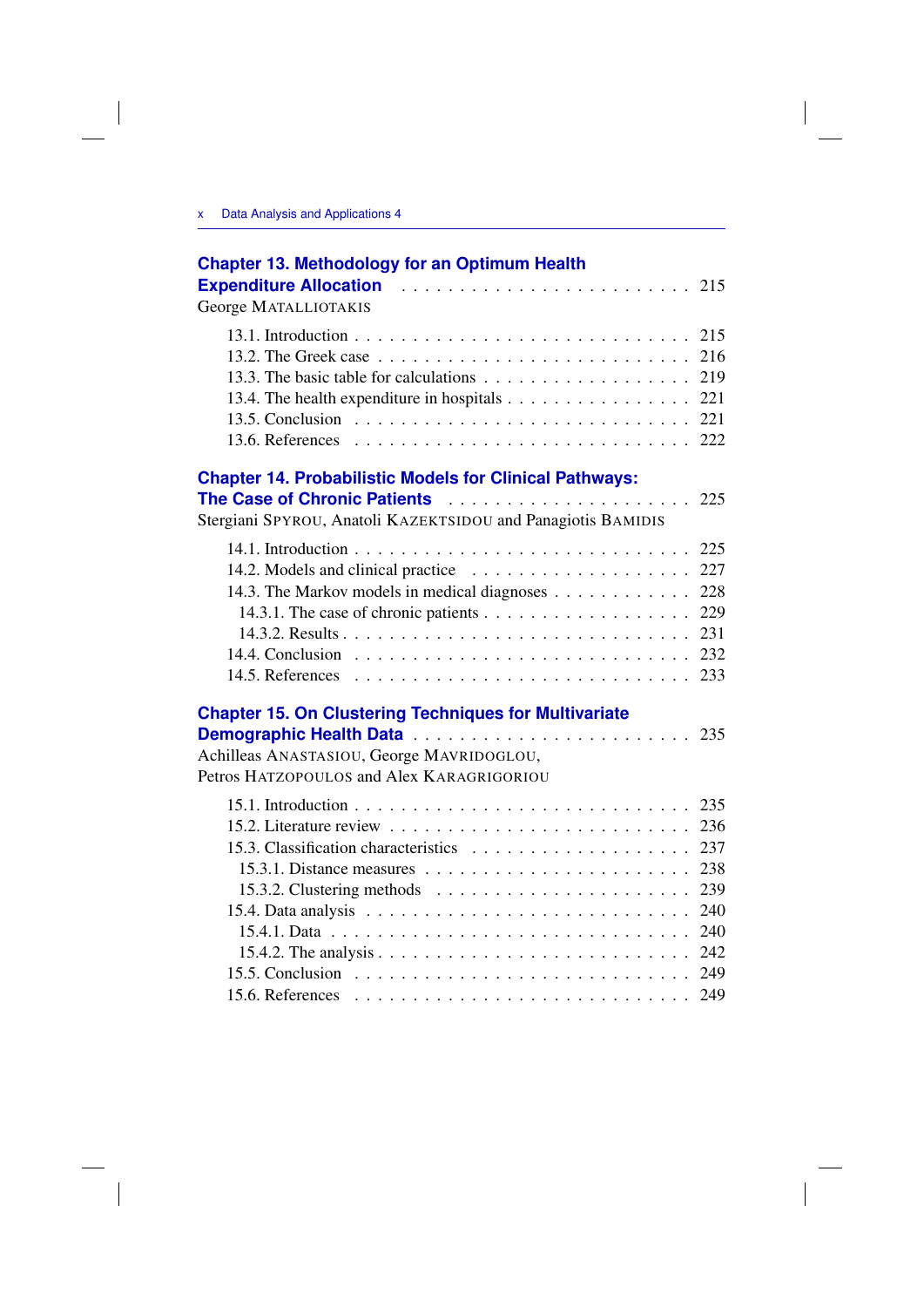**Chapter 13. Methodology for an Optimum Health Expenditure Allocation** . . . . . . . . . . . . . . . . . . . . . . . . 215
George MATALLIOTAKIS

13.1. Introduction . . . . . . . . . . . . . . . . . . . . . . . . . . . 215
13.2. The Greek case . . . . . . . . . . . . . . . . . . . . . . . . . 216
13.3. The basic table for calculations . . . . . . . . . . . . . . . . . 219
13.4. The health expenditure in hospitals . . . . . . . . . . . . . . . 221
13.5. Conclusion . . . . . . . . . . . . . . . . . . . . . . . . . . . 221
13.6. References . . . . . . . . . . . . . . . . . . . . . . . . . . . 222

**Chapter 14. Probabilistic Models for Clinical Pathways: The Case of Chronic Patients** . . . . . . . . . . . . . . . . . . . . 225
Stergiani SPYROU, Anatoli KAZEKTSIDOU and Panagiotis BAMIDIS

14.1. Introduction . . . . . . . . . . . . . . . . . . . . . . . . . . . 225
14.2. Models and clinical practice . . . . . . . . . . . . . . . . . . . 227
14.3. The Markov models in medical diagnoses . . . . . . . . . . . . 228
14.3.1. The case of chronic patients . . . . . . . . . . . . . . . . . 229
14.3.2. Results . . . . . . . . . . . . . . . . . . . . . . . . . . . . 231
14.4. Conclusion . . . . . . . . . . . . . . . . . . . . . . . . . . . 232
14.5. References . . . . . . . . . . . . . . . . . . . . . . . . . . . 233

**Chapter 15. On Clustering Techniques for Multivariate Demographic Health Data** . . . . . . . . . . . . . . . . . . . . . . 235
Achilleas ANASTASIOU, George MAVRIDOGLOU,
Petros HATZOPOULOS and Alex KARAGRIGORIOU

15.1. Introduction . . . . . . . . . . . . . . . . . . . . . . . . . . . 235
15.2. Literature review . . . . . . . . . . . . . . . . . . . . . . . . 236
15.3. Classification characteristics . . . . . . . . . . . . . . . . . . 237
15.3.1. Distance measures . . . . . . . . . . . . . . . . . . . . . . 238
15.3.2. Clustering methods . . . . . . . . . . . . . . . . . . . . . 239
15.4. Data analysis . . . . . . . . . . . . . . . . . . . . . . . . . . 240
15.4.1. Data . . . . . . . . . . . . . . . . . . . . . . . . . . . . . 240
15.4.2. The analysis . . . . . . . . . . . . . . . . . . . . . . . . . 242
15.5. Conclusion . . . . . . . . . . . . . . . . . . . . . . . . . . . 249
15.6. References . . . . . . . . . . . . . . . . . . . . . . . . . . . 249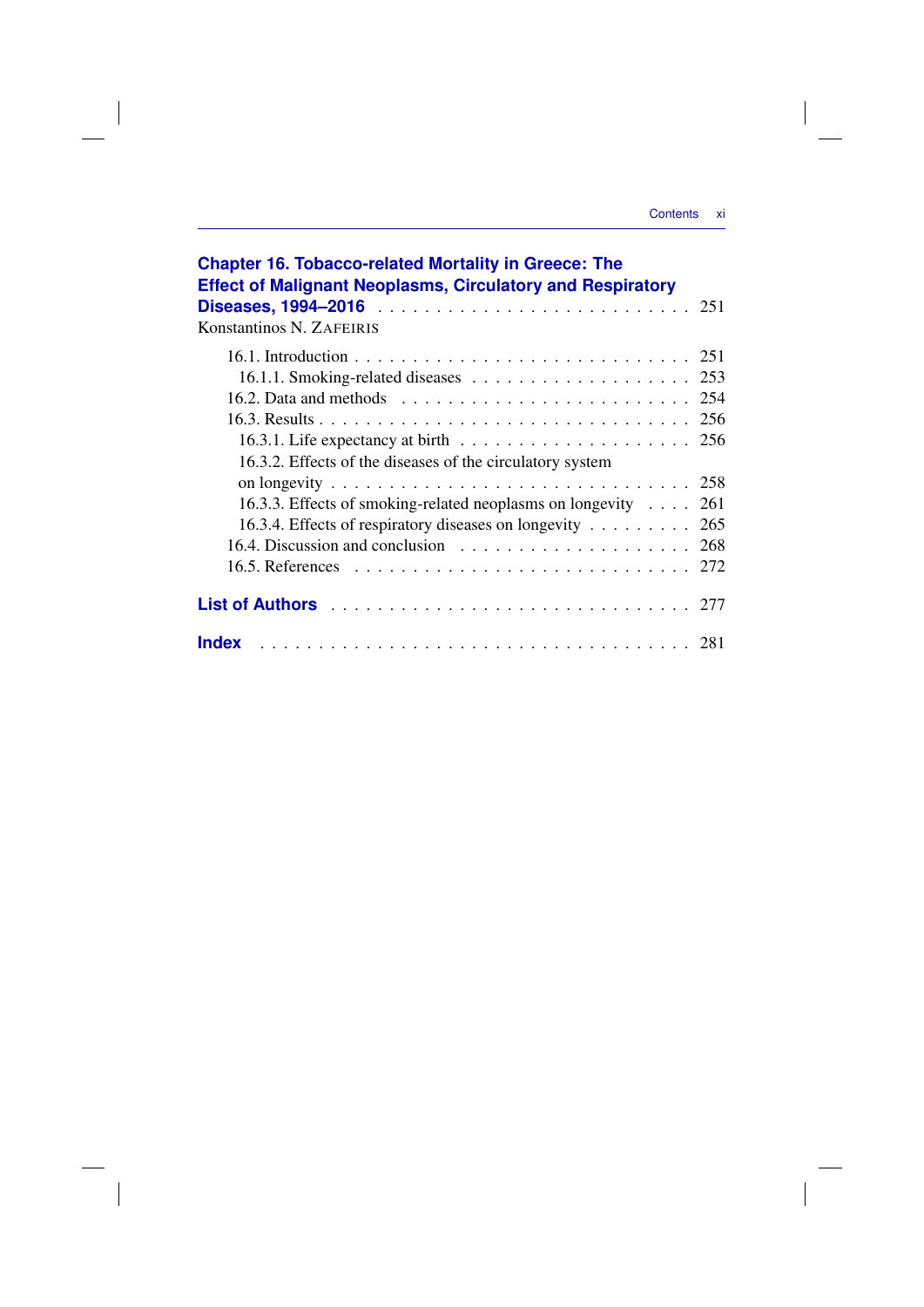**Chapter 16. Tobacco-related Mortality in Greece: The Effect of Malignant Neoplasms, Circulatory and Respiratory Diseases, 1994–2016** . . . 251
Konstantinos N. ZAFEIRIS

- 16.1. Introduction . . . 251
  - 16.1.1. Smoking-related diseases . . . 253
- 16.2. Data and methods . . . 254
- 16.3. Results . . . 256
  - 16.3.1. Life expectancy at birth . . . 256
  - 16.3.2. Effects of the diseases of the circulatory system on longevity . . . 258
  - 16.3.3. Effects of smoking-related neoplasms on longevity . . . 261
  - 16.3.4. Effects of respiratory diseases on longevity . . . 265
- 16.4. Discussion and conclusion . . . 268
- 16.5. References . . . 272

**List of Authors** . . . 277

**Index** . . . 281